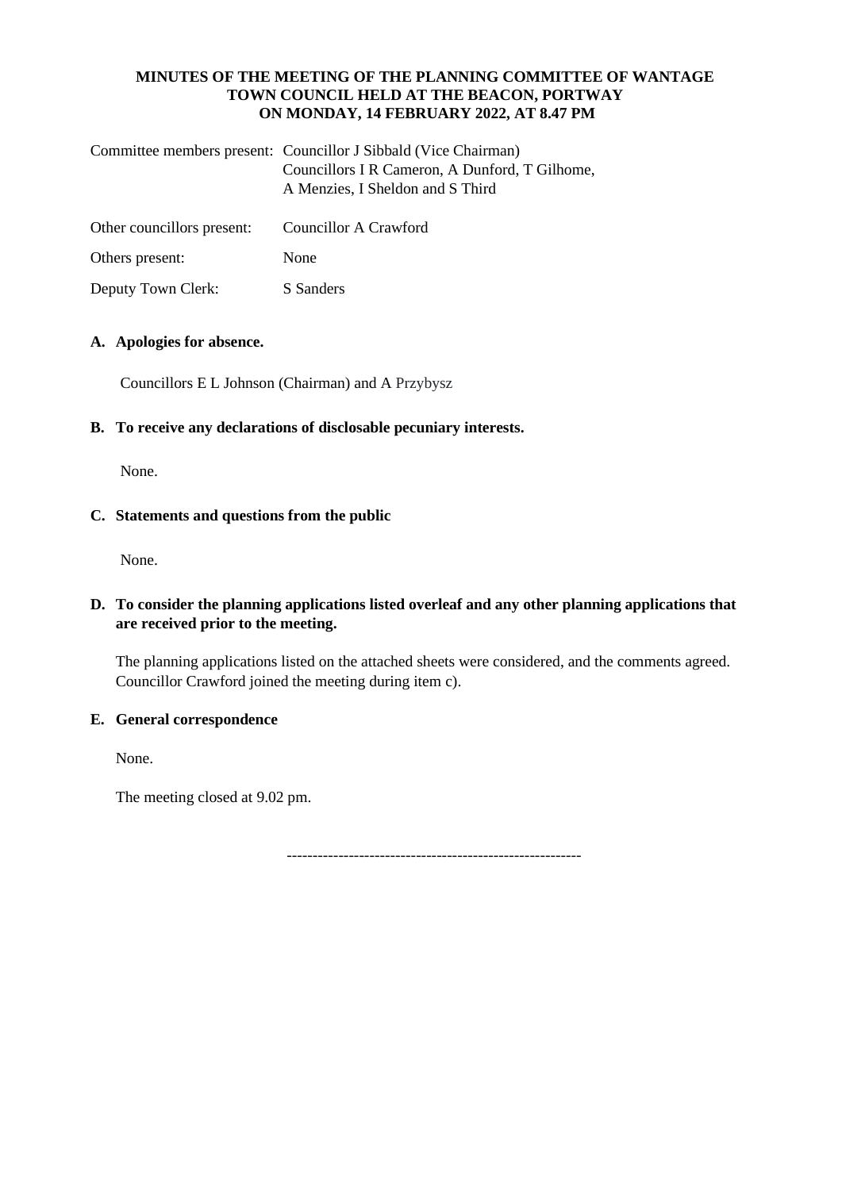**MINUTES OF THE MEETING OF THE PLANNING COMMITTEE OF WANTAGE TOWN COUNCIL HELD AT THE BEACON, PORTWAY ON MONDAY, 14 FEBRUARY 2022, AT 8.47 PM**

| | |
|---|---|
| Committee members present: | Councillor J Sibbald (Vice Chairman)<br>Councillors I R Cameron, A Dunford, T Gilhome, A Menzies, I Sheldon and S Third |
| Other councillors present: | Councillor A Crawford |
| Others present: | None |
| Deputy Town Clerk: | S Sanders |

**A. Apologies for absence.**

Councillors E L Johnson (Chairman) and A Przybysz

**B. To receive any declarations of disclosable pecuniary interests.**

None.

**C. Statements and questions from the public**

None.

**D. To consider the planning applications listed overleaf and any other planning applications that are received prior to the meeting.**

The planning applications listed on the attached sheets were considered, and the comments agreed. Councillor Crawford joined the meeting during item c).

**E. General correspondence**

None.

The meeting closed at 9.02 pm.

---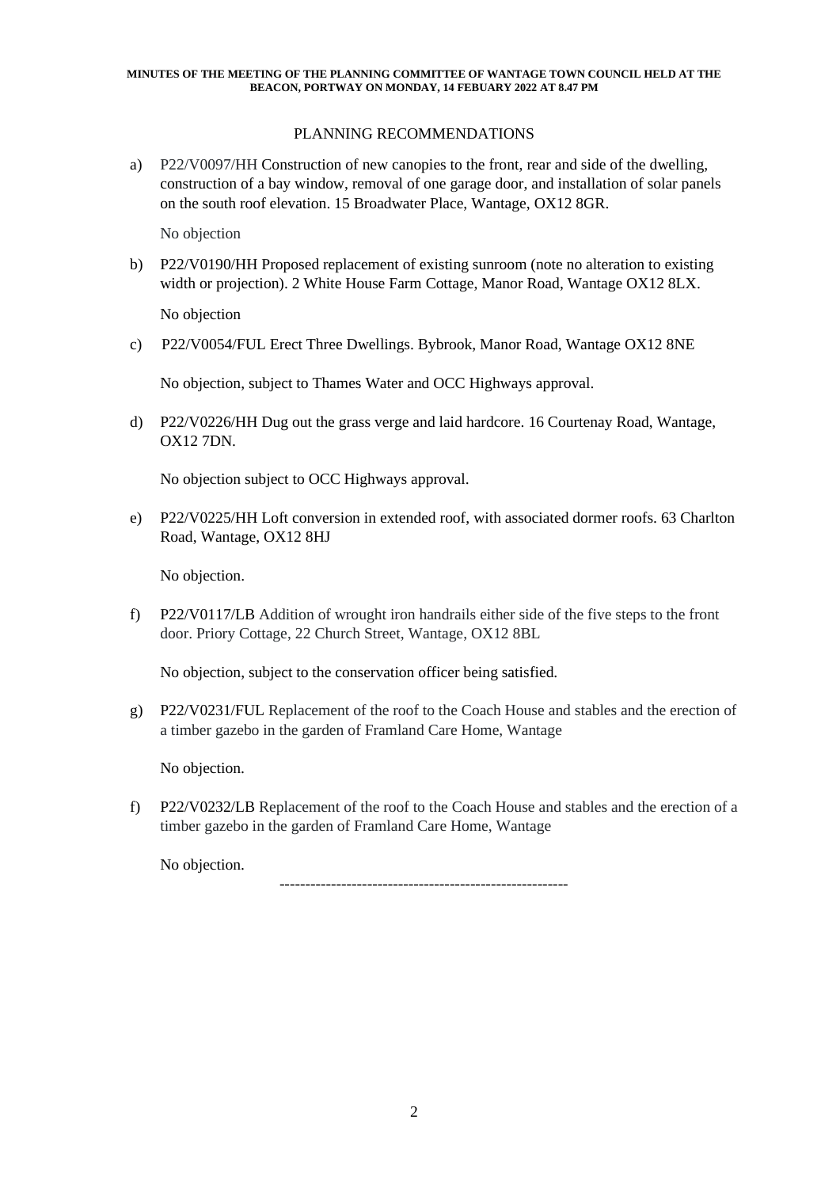**MINUTES OF THE MEETING OF THE PLANNING COMMITTEE OF WANTAGE TOWN COUNCIL HELD AT THE BEACON, PORTWAY ON MONDAY, 14 FEBUARY 2022 AT 8.47 PM**

PLANNING RECOMMENDATIONS

a) P22/V0097/HH Construction of new canopies to the front, rear and side of the dwelling, construction of a bay window, removal of one garage door, and installation of solar panels on the south roof elevation. 15 Broadwater Place, Wantage, OX12 8GR.

No objection

b) P22/V0190/HH Proposed replacement of existing sunroom (note no alteration to existing width or projection). 2 White House Farm Cottage, Manor Road, Wantage OX12 8LX.

No objection

c) P22/V0054/FUL Erect Three Dwellings. Bybrook, Manor Road, Wantage OX12 8NE

No objection, subject to Thames Water and OCC Highways approval.

d) P22/V0226/HH Dug out the grass verge and laid hardcore. 16 Courtenay Road, Wantage, OX12 7DN.

No objection subject to OCC Highways approval.

e) P22/V0225/HH Loft conversion in extended roof, with associated dormer roofs. 63 Charlton Road, Wantage, OX12 8HJ

No objection.

f) P22/V0117/LB Addition of wrought iron handrails either side of the five steps to the front door. Priory Cottage, 22 Church Street, Wantage, OX12 8BL

No objection, subject to the conservation officer being satisfied.

g) P22/V0231/FUL Replacement of the roof to the Coach House and stables and the erection of a timber gazebo in the garden of Framland Care Home, Wantage

No objection.

f) P22/V0232/LB Replacement of the roof to the Coach House and stables and the erection of a timber gazebo in the garden of Framland Care Home, Wantage

No objection.

-------------------------------------------------------